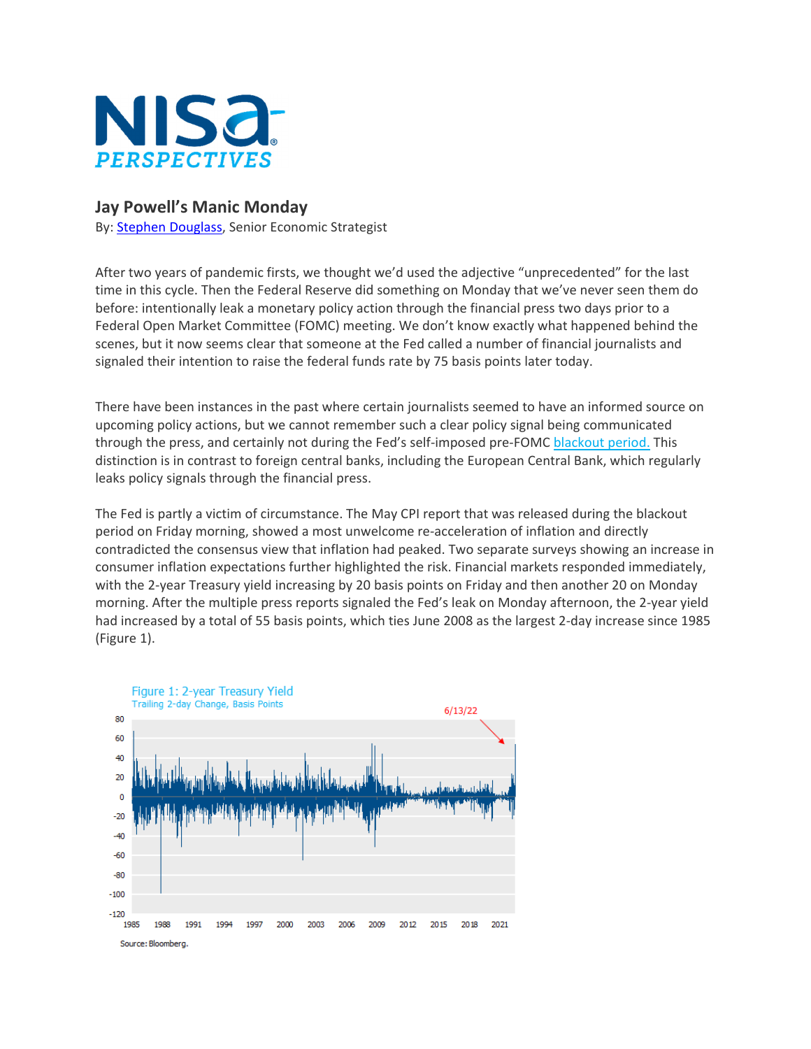# NISA PERSPECTIVES

## Jay Powell's Manic Monday

By: Stephen Douglass, Senior Economic Strategist

After two years of pandemic firsts, we thought we'd used the adjective "unprecedented" for the last time in this cycle. Then the Federal Reserve did something on Monday that we've never seen them do before: intentionally leak a monetary policy action through the financial press two days prior to a Federal Open Market Committee (FOMC) meeting. We don't know exactly what happened behind the scenes, but it now seems clear that someone at the Fed called a number of financial journalists and signaled their intention to raise the federal funds rate by 75 basis points later today.

There have been instances in the past where certain journalists seemed to have an informed source on upcoming policy actions, but we cannot remember such a clear policy signal being communicated through the press, and certainly not during the Fed's self-imposed pre-FOMC blackout period. This distinction is in contrast to foreign central banks, including the European Central Bank, which regularly leaks policy signals through the financial press.

The Fed is partly a victim of circumstance. The May CPI report that was released during the blackout period on Friday morning, showed a most unwelcome re-acceleration of inflation and directly contradicted the consensus view that inflation had peaked. Two separate surveys showing an increase in consumer inflation expectations further highlighted the risk. Financial markets responded immediately, with the 2-year Treasury yield increasing by 20 basis points on Friday and then another 20 on Monday morning. After the multiple press reports signaled the Fed's leak on Monday afternoon, the 2-year yield had increased by a total of 55 basis points, which ties June 2008 as the largest 2-day increase since 1985 (Figure 1).

Figure 1: 2-year Treasury Yield
Trailing 2-day Change, Basis Points

Source: Bloomberg.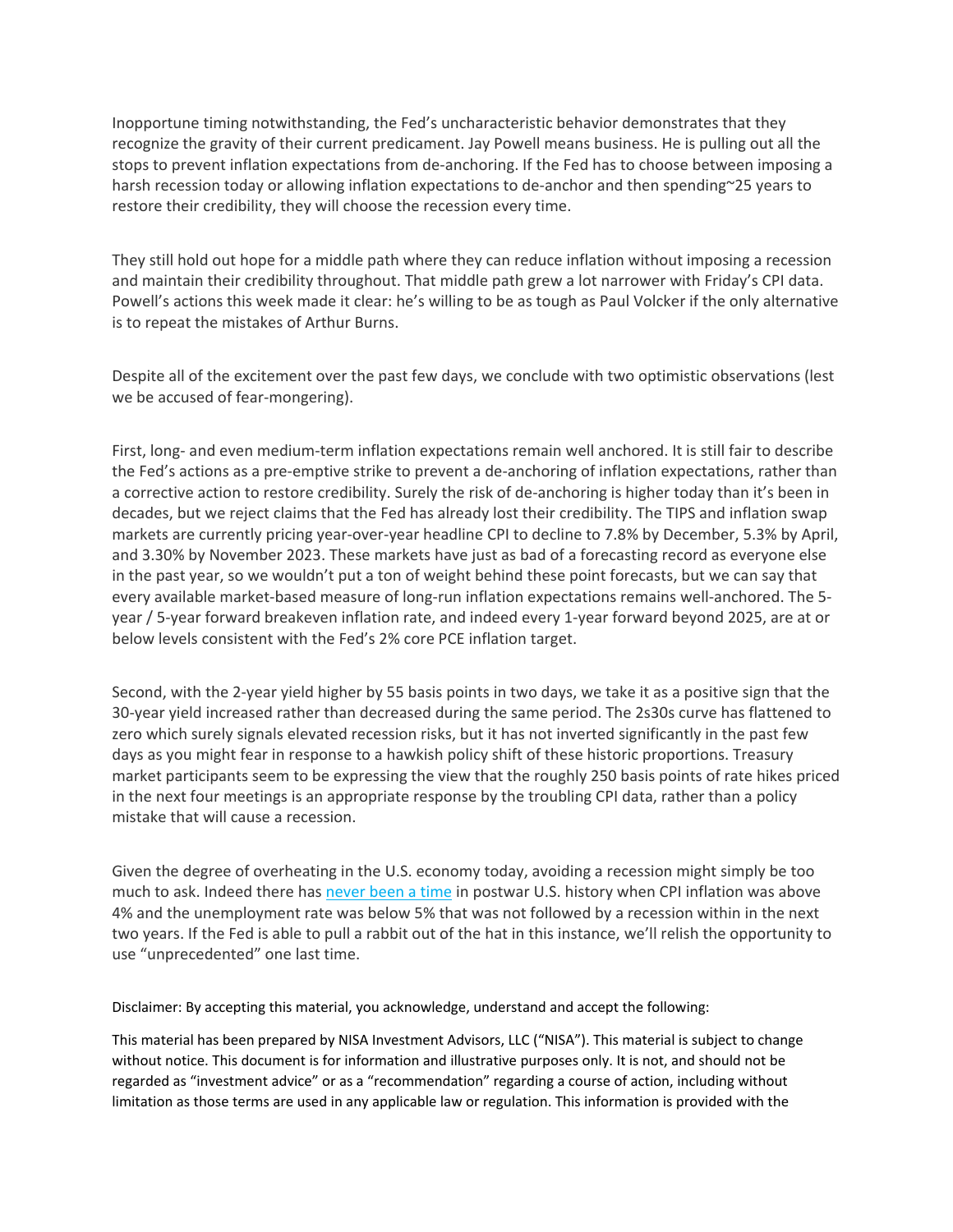Inopportune timing notwithstanding, the Fed's uncharacteristic behavior demonstrates that they recognize the gravity of their current predicament. Jay Powell means business. He is pulling out all the stops to prevent inflation expectations from de-anchoring. If the Fed has to choose between imposing a harsh recession today or allowing inflation expectations to de-anchor and then spending~25 years to restore their credibility, they will choose the recession every time.

They still hold out hope for a middle path where they can reduce inflation without imposing a recession and maintain their credibility throughout. That middle path grew a lot narrower with Friday's CPI data. Powell's actions this week made it clear: he's willing to be as tough as Paul Volcker if the only alternative is to repeat the mistakes of Arthur Burns.

Despite all of the excitement over the past few days, we conclude with two optimistic observations (lest we be accused of fear-mongering).

First, long- and even medium-term inflation expectations remain well anchored. It is still fair to describe the Fed's actions as a pre-emptive strike to prevent a de-anchoring of inflation expectations, rather than a corrective action to restore credibility. Surely the risk of de-anchoring is higher today than it's been in decades, but we reject claims that the Fed has already lost their credibility. The TIPS and inflation swap markets are currently pricing year-over-year headline CPI to decline to 7.8% by December, 5.3% by April, and 3.30% by November 2023. These markets have just as bad of a forecasting record as everyone else in the past year, so we wouldn't put a ton of weight behind these point forecasts, but we can say that every available market-based measure of long-run inflation expectations remains well-anchored. The 5-year / 5-year forward breakeven inflation rate, and indeed every 1-year forward beyond 2025, are at or below levels consistent with the Fed's 2% core PCE inflation target.

Second, with the 2-year yield higher by 55 basis points in two days, we take it as a positive sign that the 30-year yield increased rather than decreased during the same period. The 2s30s curve has flattened to zero which surely signals elevated recession risks, but it has not inverted significantly in the past few days as you might fear in response to a hawkish policy shift of these historic proportions. Treasury market participants seem to be expressing the view that the roughly 250 basis points of rate hikes priced in the next four meetings is an appropriate response by the troubling CPI data, rather than a policy mistake that will cause a recession.

Given the degree of overheating in the U.S. economy today, avoiding a recession might simply be too much to ask. Indeed there has never been a time in postwar U.S. history when CPI inflation was above 4% and the unemployment rate was below 5% that was not followed by a recession within in the next two years. If the Fed is able to pull a rabbit out of the hat in this instance, we'll relish the opportunity to use "unprecedented" one last time.

Disclaimer: By accepting this material, you acknowledge, understand and accept the following:

This material has been prepared by NISA Investment Advisors, LLC ("NISA"). This material is subject to change without notice. This document is for information and illustrative purposes only. It is not, and should not be regarded as "investment advice" or as a "recommendation" regarding a course of action, including without limitation as those terms are used in any applicable law or regulation. This information is provided with the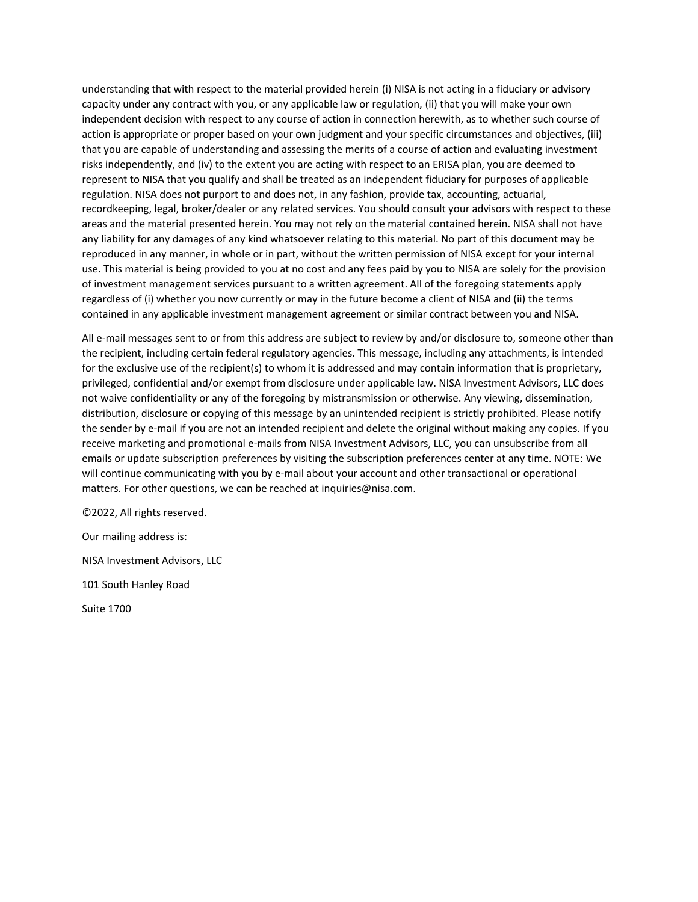understanding that with respect to the material provided herein (i) NISA is not acting in a fiduciary or advisory capacity under any contract with you, or any applicable law or regulation, (ii) that you will make your own independent decision with respect to any course of action in connection herewith, as to whether such course of action is appropriate or proper based on your own judgment and your specific circumstances and objectives, (iii) that you are capable of understanding and assessing the merits of a course of action and evaluating investment risks independently, and (iv) to the extent you are acting with respect to an ERISA plan, you are deemed to represent to NISA that you qualify and shall be treated as an independent fiduciary for purposes of applicable regulation. NISA does not purport to and does not, in any fashion, provide tax, accounting, actuarial, recordkeeping, legal, broker/dealer or any related services. You should consult your advisors with respect to these areas and the material presented herein. You may not rely on the material contained herein. NISA shall not have any liability for any damages of any kind whatsoever relating to this material. No part of this document may be reproduced in any manner, in whole or in part, without the written permission of NISA except for your internal use. This material is being provided to you at no cost and any fees paid by you to NISA are solely for the provision of investment management services pursuant to a written agreement. All of the foregoing statements apply regardless of (i) whether you now currently or may in the future become a client of NISA and (ii) the terms contained in any applicable investment management agreement or similar contract between you and NISA.

All e-mail messages sent to or from this address are subject to review by and/or disclosure to, someone other than the recipient, including certain federal regulatory agencies. This message, including any attachments, is intended for the exclusive use of the recipient(s) to whom it is addressed and may contain information that is proprietary, privileged, confidential and/or exempt from disclosure under applicable law. NISA Investment Advisors, LLC does not waive confidentiality or any of the foregoing by mistransmission or otherwise. Any viewing, dissemination, distribution, disclosure or copying of this message by an unintended recipient is strictly prohibited. Please notify the sender by e-mail if you are not an intended recipient and delete the original without making any copies. If you receive marketing and promotional e-mails from NISA Investment Advisors, LLC, you can unsubscribe from all emails or update subscription preferences by visiting the subscription preferences center at any time. NOTE: We will continue communicating with you by e-mail about your account and other transactional or operational matters. For other questions, we can be reached at inquiries@nisa.com.

©2022, All rights reserved.

Our mailing address is:

NISA Investment Advisors, LLC

101 South Hanley Road

Suite 1700